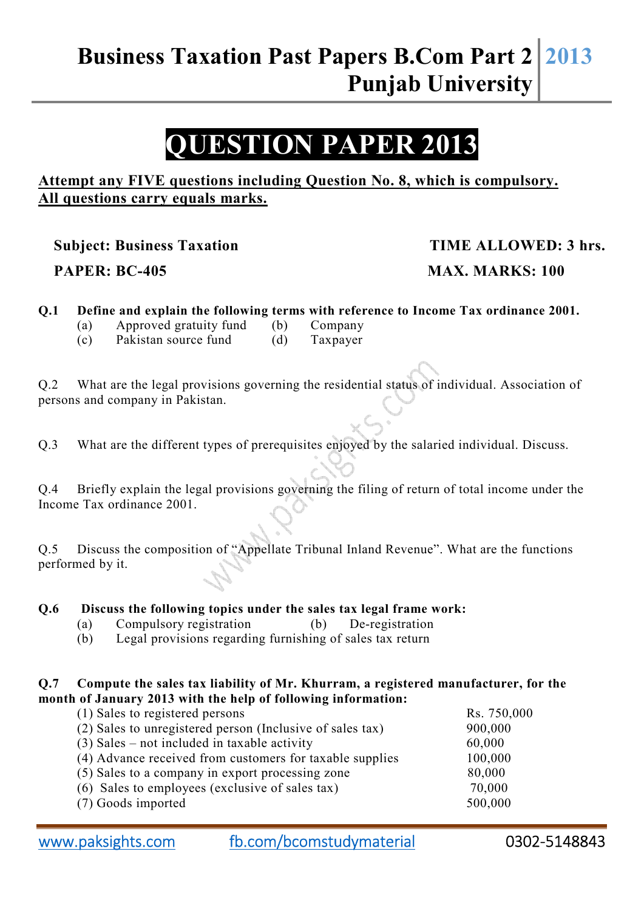# Business Taxation Past Papers B.Com Part 2 Punjab University 2013

## QUESTION PAPER 2013

**Attempt any FIVE questions including Question No. 8, which is compulsory. All questions carry equals marks.**

**Subject: Business Taxation** **TIME ALLOWED: 3 hrs.**

**PAPER: BC-405** **MAX. MARKS: 100**

**Q.1 Define and explain the following terms with reference to Income Tax ordinance 2001.**

(a) Approved gratuity fund (b) Company
(c) Pakistan source fund (d) Taxpayer

Q.2 What are the legal provisions governing the residential status of individual. Association of persons and company in Pakistan.

Q.3 What are the different types of prerequisites enjoyed by the salaried individual. Discuss.

Q.4 Briefly explain the legal provisions governing the filing of return of total income under the Income Tax ordinance 2001.

Q.5 Discuss the composition of "Appellate Tribunal Inland Revenue". What are the functions performed by it.

**Q.6 Discuss the following topics under the sales tax legal frame work:**

(a) Compulsory registration (b) De-registration
(b) Legal provisions regarding furnishing of sales tax return

**Q.7 Compute the sales tax liability of Mr. Khurram, a registered manufacturer, for the month of January 2013 with the help of following information:**

| | |
|---|---|
| (1) Sales to registered persons | Rs. 750,000 |
| (2) Sales to unregistered person (Inclusive of sales tax) | 900,000 |
| (3) Sales – not included in taxable activity | 60,000 |
| (4) Advance received from customers for taxable supplies | 100,000 |
| (5) Sales to a company in export processing zone | 80,000 |
| (6) Sales to employees (exclusive of sales tax) | 70,000 |
| (7) Goods imported | 500,000 |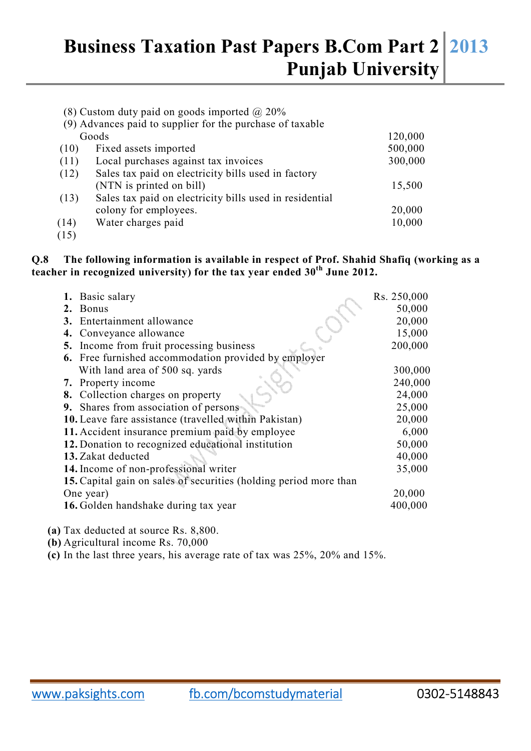(8) Custom duty paid on goods imported @ 20%

| | | |
|---|---|---|
| (9) | Advances paid to supplier for the purchase of taxable Goods | 120,000 |
| (10) | Fixed assets imported | 500,000 |
| (11) | Local purchases against tax invoices | 300,000 |
| (12) | Sales tax paid on electricity bills used in factory (NTN is printed on bill) | 15,500 |
| (13) | Sales tax paid on electricity bills used in residential colony for employees. | 20,000 |
| (14) | Water charges paid | 10,000 |
| (15) | | |

**Q.8 The following information is available in respect of Prof. Shahid Shafiq (working as a teacher in recognized university) for the tax year ended 30th June 2012.**

| | | |
|---|---|---|
| **1.** | Basic salary | Rs. 250,000 |
| **2.** | Bonus | 50,000 |
| **3.** | Entertainment allowance | 20,000 |
| **4.** | Conveyance allowance | 15,000 |
| **5.** | Income from fruit processing business | 200,000 |
| **6.** | Free furnished accommodation provided by employer With land area of 500 sq. yards | 300,000 |
| **7.** | Property income | 240,000 |
| **8.** | Collection charges on property | 24,000 |
| **9.** | Shares from association of persons | 25,000 |
| **10.** | Leave fare assistance (travelled within Pakistan) | 20,000 |
| **11.** | Accident insurance premium paid by employee | 6,000 |
| **12.** | Donation to recognized educational institution | 50,000 |
| **13.** | Zakat deducted | 40,000 |
| **14.** | Income of non-professional writer | 35,000 |
| **15.** | Capital gain on sales of securities (holding period more than One year) | 20,000 |
| **16.** | Golden handshake during tax year | 400,000 |

**(a)** Tax deducted at source Rs. 8,800.
**(b)** Agricultural income Rs. 70,000
**(c)** In the last three years, his average rate of tax was 25%, 20% and 15%.